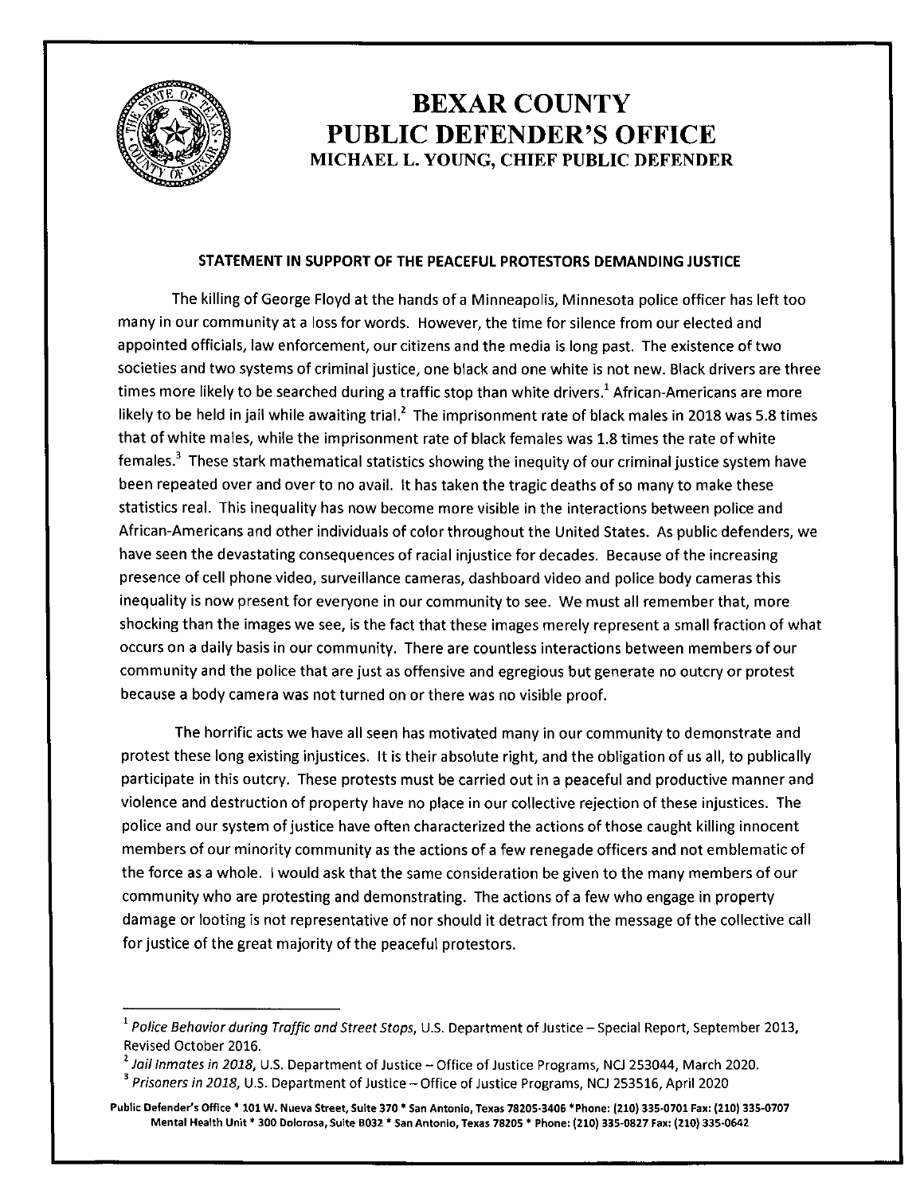# BEXAR COUNTY
# PUBLIC DEFENDER'S OFFICE
## MICHAEL L. YOUNG, CHIEF PUBLIC DEFENDER

### STATEMENT IN SUPPORT OF THE PEACEFUL PROTESTORS DEMANDING JUSTICE

The killing of George Floyd at the hands of a Minneapolis, Minnesota police officer has left too many in our community at a loss for words. However, the time for silence from our elected and appointed officials, law enforcement, our citizens and the media is long past. The existence of two societies and two systems of criminal justice, one black and one white is not new. Black drivers are three times more likely to be searched during a traffic stop than white drivers.[1] African-Americans are more likely to be held in jail while awaiting trial.[2] The imprisonment rate of black males in 2018 was 5.8 times that of white males, while the imprisonment rate of black females was 1.8 times the rate of white females.[3] These stark mathematical statistics showing the inequity of our criminal justice system have been repeated over and over to no avail. It has taken the tragic deaths of so many to make these statistics real. This inequality has now become more visible in the interactions between police and African-Americans and other individuals of color throughout the United States. As public defenders, we have seen the devastating consequences of racial injustice for decades. Because of the increasing presence of cell phone video, surveillance cameras, dashboard video and police body cameras this inequality is now present for everyone in our community to see. We must all remember that, more shocking than the images we see, is the fact that these images merely represent a small fraction of what occurs on a daily basis in our community. There are countless interactions between members of our community and the police that are just as offensive and egregious but generate no outcry or protest because a body camera was not turned on or there was no visible proof.

The horrific acts we have all seen has motivated many in our community to demonstrate and protest these long existing injustices. It is their absolute right, and the obligation of us all, to publically participate in this outcry. These protests must be carried out in a peaceful and productive manner and violence and destruction of property have no place in our collective rejection of these injustices. The police and our system of justice have often characterized the actions of those caught killing innocent members of our minority community as the actions of a few renegade officers and not emblematic of the force as a whole. I would ask that the same consideration be given to the many members of our community who are protesting and demonstrating. The actions of a few who engage in property damage or looting is not representative of nor should it detract from the message of the collective call for justice of the great majority of the peaceful protestors.

---

[1] *Police Behavior during Traffic and Street Stops*, U.S. Department of Justice – Special Report, September 2013, Revised October 2016.

[2] *Jail Inmates in 2018*, U.S. Department of Justice – Office of Justice Programs, NCJ 253044, March 2020.

[3] *Prisoners in 2018*, U.S. Department of Justice – Office of Justice Programs, NCJ 253516, April 2020

Public Defender's Office * 101 W. Nueva Street, Suite 370 * San Antonio, Texas 78205-3406 * Phone: (210) 335-0701 Fax: (210) 335-0707
Mental Health Unit * 300 Dolorosa, Suite B032 * San Antonio, Texas 78205 * Phone: (210) 335-0827 Fax: (210) 335-0642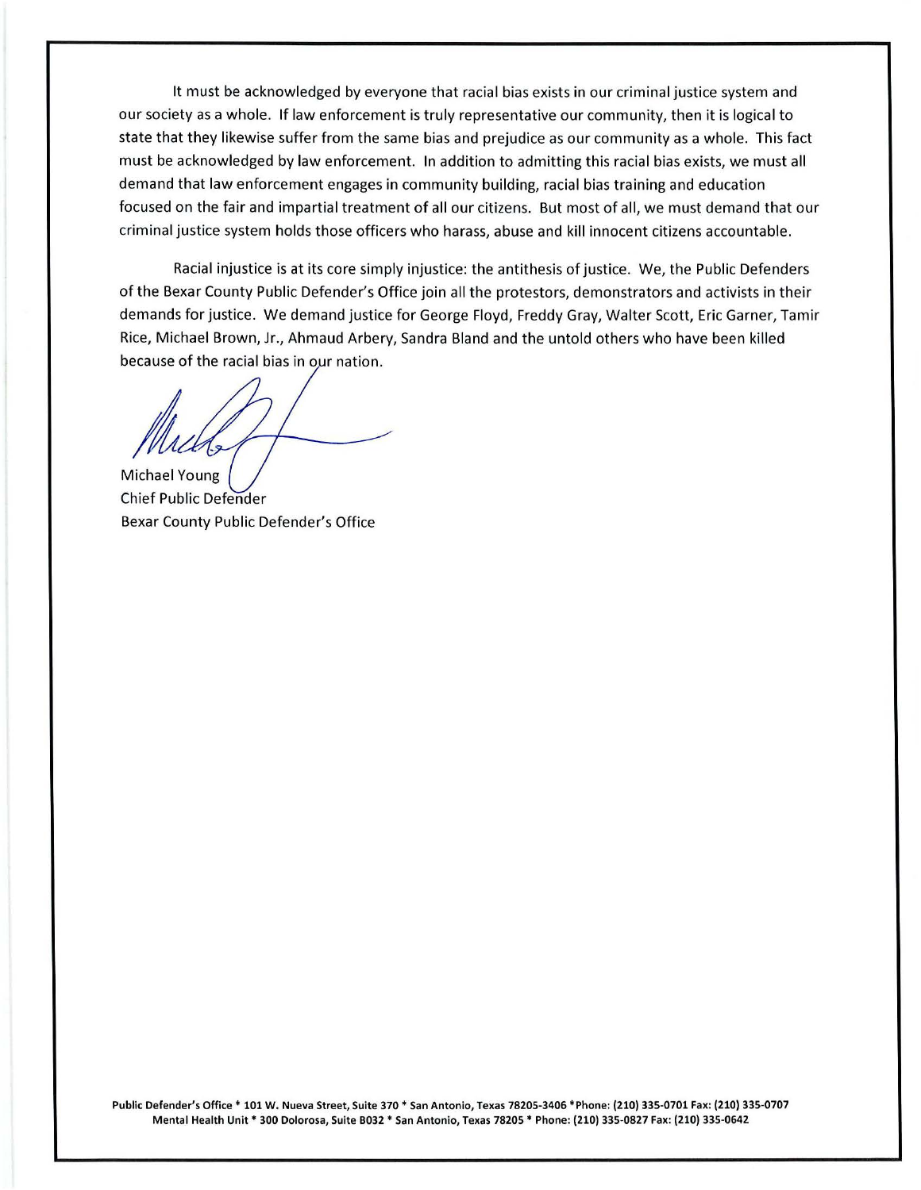It must be acknowledged by everyone that racial bias exists in our criminal justice system and our society as a whole. If law enforcement is truly representative our community, then it is logical to state that they likewise suffer from the same bias and prejudice as our community as a whole. This fact must be acknowledged by law enforcement. In addition to admitting this racial bias exists, we must all demand that law enforcement engages in community building, racial bias training and education focused on the fair and impartial treatment of all our citizens. But most of all, we must demand that our criminal justice system holds those officers who harass, abuse and kill innocent citizens accountable.

Racial injustice is at its core simply injustice: the antithesis of justice. We, the Public Defenders of the Bexar County Public Defender's Office join all the protestors, demonstrators and activists in their demands for justice. We demand justice for George Floyd, Freddy Gray, Walter Scott, Eric Garner, Tamir Rice, Michael Brown, Jr., Ahmaud Arbery, Sandra Bland and the untold others who have been killed because of the racial bias in our nation.

Michael Young
Chief Public Defender
Bexar County Public Defender's Office

**Public Defender's Office * 101 W. Nueva Street, Suite 370 * San Antonio, Texas 78205-3406 * Phone: (210) 335-0701 Fax: (210) 335-0707**
**Mental Health Unit * 300 Dolorosa, Suite B032 * San Antonio, Texas 78205 * Phone: (210) 335-0827 Fax: (210) 335-0642**